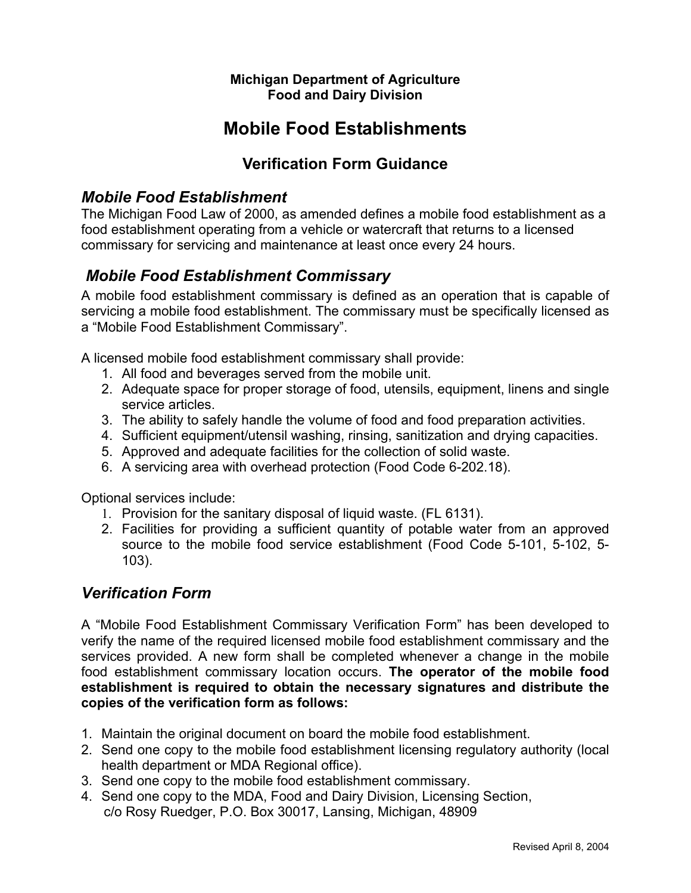**Michigan Department of Agriculture**
**Food and Dairy Division**

# Mobile Food Establishments

## Verification Form Guidance

### *Mobile Food Establishment*

The Michigan Food Law of 2000, as amended defines a mobile food establishment as a food establishment operating from a vehicle or watercraft that returns to a licensed commissary for servicing and maintenance at least once every 24 hours.

### *Mobile Food Establishment Commissary*

A mobile food establishment commissary is defined as an operation that is capable of servicing a mobile food establishment. The commissary must be specifically licensed as a "Mobile Food Establishment Commissary".

A licensed mobile food establishment commissary shall provide:

1. All food and beverages served from the mobile unit.
2. Adequate space for proper storage of food, utensils, equipment, linens and single service articles.
3. The ability to safely handle the volume of food and food preparation activities.
4. Sufficient equipment/utensil washing, rinsing, sanitization and drying capacities.
5. Approved and adequate facilities for the collection of solid waste.
6. A servicing area with overhead protection (Food Code 6-202.18).

Optional services include:

1. Provision for the sanitary disposal of liquid waste. (FL 6131).
2. Facilities for providing a sufficient quantity of potable water from an approved source to the mobile food service establishment (Food Code 5-101, 5-102, 5-103).

### *Verification Form*

A "Mobile Food Establishment Commissary Verification Form" has been developed to verify the name of the required licensed mobile food establishment commissary and the services provided. A new form shall be completed whenever a change in the mobile food establishment commissary location occurs. **The operator of the mobile food establishment is required to obtain the necessary signatures and distribute the copies of the verification form as follows:**

1. Maintain the original document on board the mobile food establishment.
2. Send one copy to the mobile food establishment licensing regulatory authority (local health department or MDA Regional office).
3. Send one copy to the mobile food establishment commissary.
4. Send one copy to the MDA, Food and Dairy Division, Licensing Section, c/o Rosy Ruedger, P.O. Box 30017, Lansing, Michigan, 48909

Revised April 8, 2004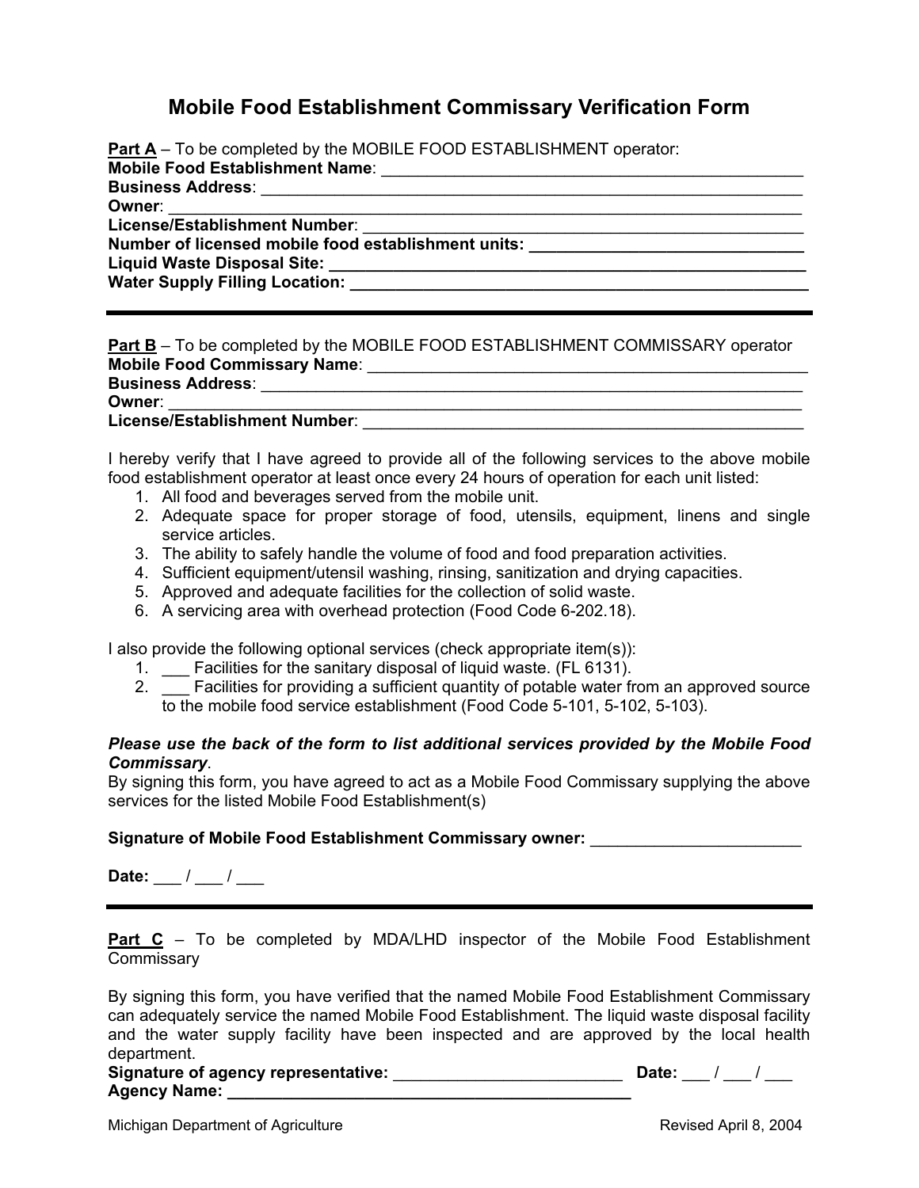# Mobile Food Establishment Commissary Verification Form

**Part A** – To be completed by the MOBILE FOOD ESTABLISHMENT operator:

**Mobile Food Establishment Name**: ______________________________________________
**Business Address**: ______________________________________________________________
**Owner**: ____________________________________________________________________
**License/Establishment Number**: _________________________________________________
**Number of licensed mobile food establishment units: ______________________________**
**Liquid Waste Disposal Site: ______________________________________________________**
**Water Supply Filling Location: ___________________________________________________**

---

**Part B** – To be completed by the MOBILE FOOD ESTABLISHMENT COMMISSARY operator

**Mobile Food Commissary Name**: ___________________________________________________
**Business Address**: ______________________________________________________________
**Owner**: ____________________________________________________________________
**License/Establishment Number**: _________________________________________________

I hereby verify that I have agreed to provide all of the following services to the above mobile food establishment operator at least once every 24 hours of operation for each unit listed:

1. All food and beverages served from the mobile unit.
2. Adequate space for proper storage of food, utensils, equipment, linens and single service articles.
3. The ability to safely handle the volume of food and food preparation activities.
4. Sufficient equipment/utensil washing, rinsing, sanitization and drying capacities.
5. Approved and adequate facilities for the collection of solid waste.
6. A servicing area with overhead protection (Food Code 6-202.18).

I also provide the following optional services (check appropriate item(s)):

1. ___ Facilities for the sanitary disposal of liquid waste. (FL 6131).
2. ___ Facilities for providing a sufficient quantity of potable water from an approved source to the mobile food service establishment (Food Code 5-101, 5-102, 5-103).

***Please use the back of the form to list additional services provided by the Mobile Food Commissary***.

By signing this form, you have agreed to act as a Mobile Food Commissary supplying the above services for the listed Mobile Food Establishment(s)

**Signature of Mobile Food Establishment Commissary owner:** ______________________

**Date:** ___ / ___ / ___

---

**Part C** – To be completed by MDA/LHD inspector of the Mobile Food Establishment Commissary

By signing this form, you have verified that the named Mobile Food Establishment Commissary can adequately service the named Mobile Food Establishment. The liquid waste disposal facility and the water supply facility have been inspected and are approved by the local health department.

**Signature of agency representative:** _________________________ **Date:** ___ / ___ / ___
**Agency Name: _____________________________________________**

Michigan Department of Agriculture Revised April 8, 2004